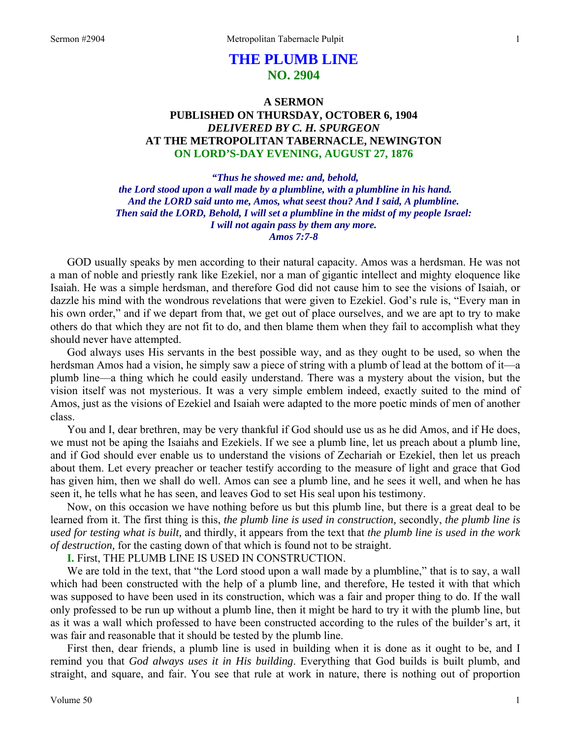# THE PLUMB LINE
## NO. 2904

### A SERMON
### PUBLISHED ON THURSDAY, OCTOBER 6, 1904
### *DELIVERED BY C. H. SPURGEON*
### AT THE METROPOLITAN TABERNACLE, NEWINGTON
### ON LORD'S-DAY EVENING, AUGUST 27, 1876

*"Thus he showed me: and, behold,*
*the Lord stood upon a wall made by a plumbline, with a plumbline in his hand.*
*And the LORD said unto me, Amos, what seest thou? And I said, A plumbline.*
*Then said the LORD, Behold, I will set a plumbline in the midst of my people Israel:*
*I will not again pass by them any more.*
*Amos 7:7-8*

GOD usually speaks by men according to their natural capacity. Amos was a herdsman. He was not a man of noble and priestly rank like Ezekiel, nor a man of gigantic intellect and mighty eloquence like Isaiah. He was a simple herdsman, and therefore God did not cause him to see the visions of Isaiah, or dazzle his mind with the wondrous revelations that were given to Ezekiel. God's rule is, "Every man in his own order," and if we depart from that, we get out of place ourselves, and we are apt to try to make others do that which they are not fit to do, and then blame them when they fail to accomplish what they should never have attempted.

God always uses His servants in the best possible way, and as they ought to be used, so when the herdsman Amos had a vision, he simply saw a piece of string with a plumb of lead at the bottom of it—a plumb line—a thing which he could easily understand. There was a mystery about the vision, but the vision itself was not mysterious. It was a very simple emblem indeed, exactly suited to the mind of Amos, just as the visions of Ezekiel and Isaiah were adapted to the more poetic minds of men of another class.

You and I, dear brethren, may be very thankful if God should use us as he did Amos, and if He does, we must not be aping the Isaiahs and Ezekiels. If we see a plumb line, let us preach about a plumb line, and if God should ever enable us to understand the visions of Zechariah or Ezekiel, then let us preach about them. Let every preacher or teacher testify according to the measure of light and grace that God has given him, then we shall do well. Amos can see a plumb line, and he sees it well, and when he has seen it, he tells what he has seen, and leaves God to set His seal upon his testimony.

Now, on this occasion we have nothing before us but this plumb line, but there is a great deal to be learned from it. The first thing is this, *the plumb line is used in construction,* secondly, *the plumb line is used for testing what is built,* and thirdly, it appears from the text that *the plumb line is used in the work of destruction,* for the casting down of that which is found not to be straight.

**I.** First, THE PLUMB LINE IS USED IN CONSTRUCTION.

We are told in the text, that "the Lord stood upon a wall made by a plumbline," that is to say, a wall which had been constructed with the help of a plumb line, and therefore, He tested it with that which was supposed to have been used in its construction, which was a fair and proper thing to do. If the wall only professed to be run up without a plumb line, then it might be hard to try it with the plumb line, but as it was a wall which professed to have been constructed according to the rules of the builder's art, it was fair and reasonable that it should be tested by the plumb line.

First then, dear friends, a plumb line is used in building when it is done as it ought to be, and I remind you that *God always uses it in His building*. Everything that God builds is built plumb, and straight, and square, and fair. You see that rule at work in nature, there is nothing out of proportion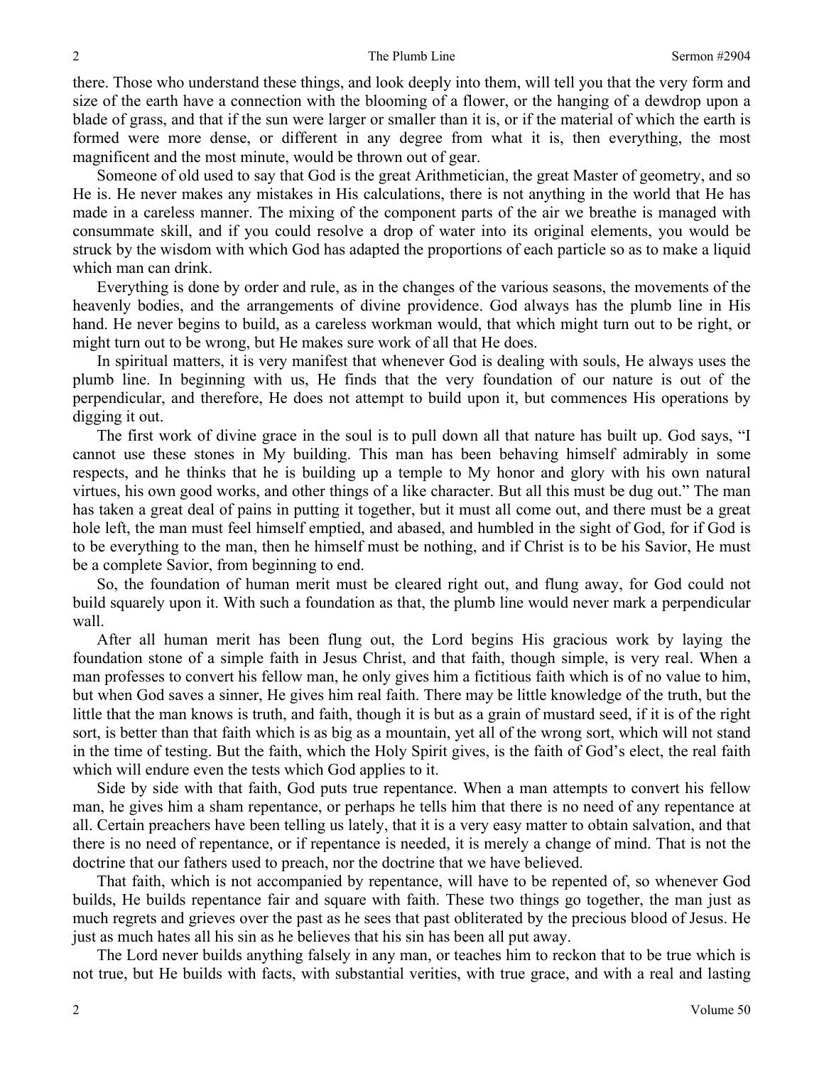there. Those who understand these things, and look deeply into them, will tell you that the very form and size of the earth have a connection with the blooming of a flower, or the hanging of a dewdrop upon a blade of grass, and that if the sun were larger or smaller than it is, or if the material of which the earth is formed were more dense, or different in any degree from what it is, then everything, the most magnificent and the most minute, would be thrown out of gear.

Someone of old used to say that God is the great Arithmetician, the great Master of geometry, and so He is. He never makes any mistakes in His calculations, there is not anything in the world that He has made in a careless manner. The mixing of the component parts of the air we breathe is managed with consummate skill, and if you could resolve a drop of water into its original elements, you would be struck by the wisdom with which God has adapted the proportions of each particle so as to make a liquid which man can drink.

Everything is done by order and rule, as in the changes of the various seasons, the movements of the heavenly bodies, and the arrangements of divine providence. God always has the plumb line in His hand. He never begins to build, as a careless workman would, that which might turn out to be right, or might turn out to be wrong, but He makes sure work of all that He does.

In spiritual matters, it is very manifest that whenever God is dealing with souls, He always uses the plumb line. In beginning with us, He finds that the very foundation of our nature is out of the perpendicular, and therefore, He does not attempt to build upon it, but commences His operations by digging it out.

The first work of divine grace in the soul is to pull down all that nature has built up. God says, "I cannot use these stones in My building. This man has been behaving himself admirably in some respects, and he thinks that he is building up a temple to My honor and glory with his own natural virtues, his own good works, and other things of a like character. But all this must be dug out." The man has taken a great deal of pains in putting it together, but it must all come out, and there must be a great hole left, the man must feel himself emptied, and abased, and humbled in the sight of God, for if God is to be everything to the man, then he himself must be nothing, and if Christ is to be his Savior, He must be a complete Savior, from beginning to end.

So, the foundation of human merit must be cleared right out, and flung away, for God could not build squarely upon it. With such a foundation as that, the plumb line would never mark a perpendicular wall.

After all human merit has been flung out, the Lord begins His gracious work by laying the foundation stone of a simple faith in Jesus Christ, and that faith, though simple, is very real. When a man professes to convert his fellow man, he only gives him a fictitious faith which is of no value to him, but when God saves a sinner, He gives him real faith. There may be little knowledge of the truth, but the little that the man knows is truth, and faith, though it is but as a grain of mustard seed, if it is of the right sort, is better than that faith which is as big as a mountain, yet all of the wrong sort, which will not stand in the time of testing. But the faith, which the Holy Spirit gives, is the faith of God's elect, the real faith which will endure even the tests which God applies to it.

Side by side with that faith, God puts true repentance. When a man attempts to convert his fellow man, he gives him a sham repentance, or perhaps he tells him that there is no need of any repentance at all. Certain preachers have been telling us lately, that it is a very easy matter to obtain salvation, and that there is no need of repentance, or if repentance is needed, it is merely a change of mind. That is not the doctrine that our fathers used to preach, nor the doctrine that we have believed.

That faith, which is not accompanied by repentance, will have to be repented of, so whenever God builds, He builds repentance fair and square with faith. These two things go together, the man just as much regrets and grieves over the past as he sees that past obliterated by the precious blood of Jesus. He just as much hates all his sin as he believes that his sin has been all put away.

The Lord never builds anything falsely in any man, or teaches him to reckon that to be true which is not true, but He builds with facts, with substantial verities, with true grace, and with a real and lasting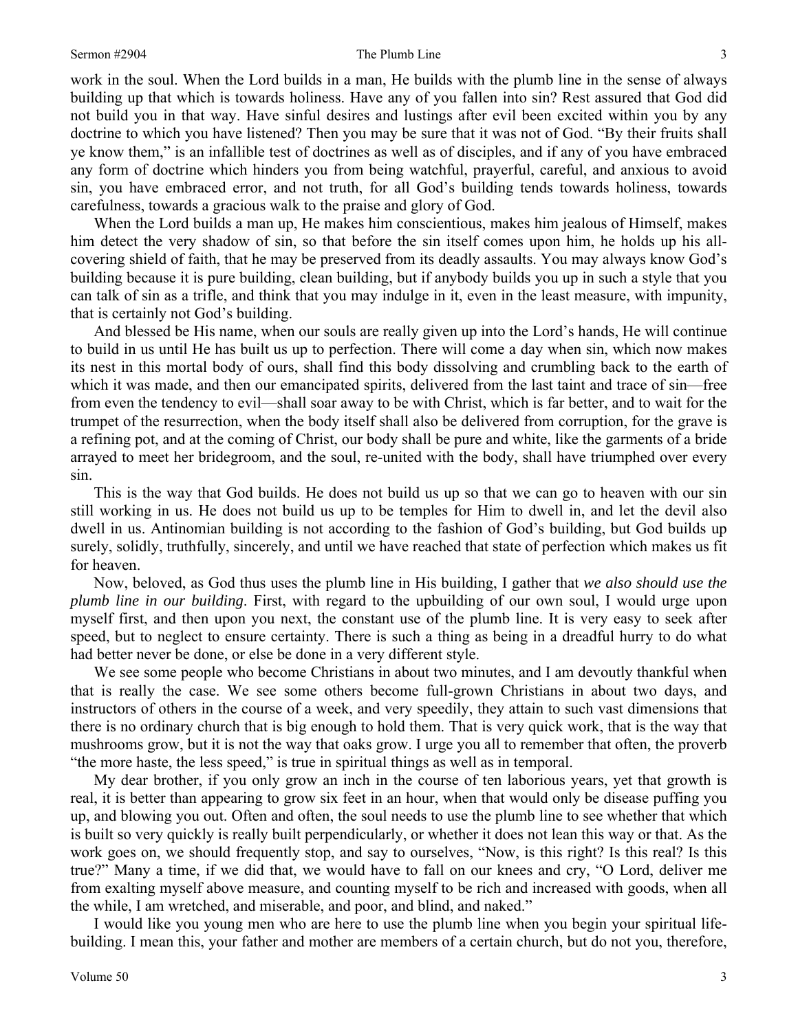work in the soul. When the Lord builds in a man, He builds with the plumb line in the sense of always building up that which is towards holiness. Have any of you fallen into sin? Rest assured that God did not build you in that way. Have sinful desires and lustings after evil been excited within you by any doctrine to which you have listened? Then you may be sure that it was not of God. "By their fruits shall ye know them," is an infallible test of doctrines as well as of disciples, and if any of you have embraced any form of doctrine which hinders you from being watchful, prayerful, careful, and anxious to avoid sin, you have embraced error, and not truth, for all God's building tends towards holiness, towards carefulness, towards a gracious walk to the praise and glory of God.

When the Lord builds a man up, He makes him conscientious, makes him jealous of Himself, makes him detect the very shadow of sin, so that before the sin itself comes upon him, he holds up his all-covering shield of faith, that he may be preserved from its deadly assaults. You may always know God's building because it is pure building, clean building, but if anybody builds you up in such a style that you can talk of sin as a trifle, and think that you may indulge in it, even in the least measure, with impunity, that is certainly not God's building.

And blessed be His name, when our souls are really given up into the Lord's hands, He will continue to build in us until He has built us up to perfection. There will come a day when sin, which now makes its nest in this mortal body of ours, shall find this body dissolving and crumbling back to the earth of which it was made, and then our emancipated spirits, delivered from the last taint and trace of sin—free from even the tendency to evil—shall soar away to be with Christ, which is far better, and to wait for the trumpet of the resurrection, when the body itself shall also be delivered from corruption, for the grave is a refining pot, and at the coming of Christ, our body shall be pure and white, like the garments of a bride arrayed to meet her bridegroom, and the soul, re-united with the body, shall have triumphed over every sin.

This is the way that God builds. He does not build us up so that we can go to heaven with our sin still working in us. He does not build us up to be temples for Him to dwell in, and let the devil also dwell in us. Antinomian building is not according to the fashion of God's building, but God builds up surely, solidly, truthfully, sincerely, and until we have reached that state of perfection which makes us fit for heaven.

Now, beloved, as God thus uses the plumb line in His building, I gather that *we also should use the plumb line in our building*. First, with regard to the upbuilding of our own soul, I would urge upon myself first, and then upon you next, the constant use of the plumb line. It is very easy to seek after speed, but to neglect to ensure certainty. There is such a thing as being in a dreadful hurry to do what had better never be done, or else be done in a very different style.

We see some people who become Christians in about two minutes, and I am devoutly thankful when that is really the case. We see some others become full-grown Christians in about two days, and instructors of others in the course of a week, and very speedily, they attain to such vast dimensions that there is no ordinary church that is big enough to hold them. That is very quick work, that is the way that mushrooms grow, but it is not the way that oaks grow. I urge you all to remember that often, the proverb "the more haste, the less speed," is true in spiritual things as well as in temporal.

My dear brother, if you only grow an inch in the course of ten laborious years, yet that growth is real, it is better than appearing to grow six feet in an hour, when that would only be disease puffing you up, and blowing you out. Often and often, the soul needs to use the plumb line to see whether that which is built so very quickly is really built perpendicularly, or whether it does not lean this way or that. As the work goes on, we should frequently stop, and say to ourselves, "Now, is this right? Is this real? Is this true?" Many a time, if we did that, we would have to fall on our knees and cry, "O Lord, deliver me from exalting myself above measure, and counting myself to be rich and increased with goods, when all the while, I am wretched, and miserable, and poor, and blind, and naked."

I would like you young men who are here to use the plumb line when you begin your spiritual life-building. I mean this, your father and mother are members of a certain church, but do not you, therefore,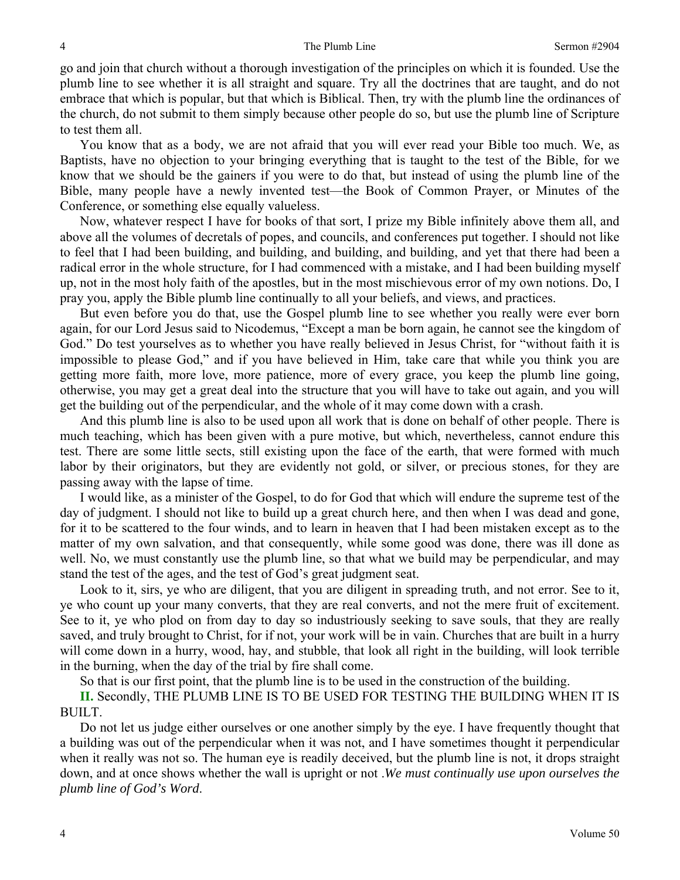go and join that church without a thorough investigation of the principles on which it is founded. Use the plumb line to see whether it is all straight and square. Try all the doctrines that are taught, and do not embrace that which is popular, but that which is Biblical. Then, try with the plumb line the ordinances of the church, do not submit to them simply because other people do so, but use the plumb line of Scripture to test them all.

You know that as a body, we are not afraid that you will ever read your Bible too much. We, as Baptists, have no objection to your bringing everything that is taught to the test of the Bible, for we know that we should be the gainers if you were to do that, but instead of using the plumb line of the Bible, many people have a newly invented test—the Book of Common Prayer, or Minutes of the Conference, or something else equally valueless.

Now, whatever respect I have for books of that sort, I prize my Bible infinitely above them all, and above all the volumes of decretals of popes, and councils, and conferences put together. I should not like to feel that I had been building, and building, and building, and building, and yet that there had been a radical error in the whole structure, for I had commenced with a mistake, and I had been building myself up, not in the most holy faith of the apostles, but in the most mischievous error of my own notions. Do, I pray you, apply the Bible plumb line continually to all your beliefs, and views, and practices.

But even before you do that, use the Gospel plumb line to see whether you really were ever born again, for our Lord Jesus said to Nicodemus, "Except a man be born again, he cannot see the kingdom of God." Do test yourselves as to whether you have really believed in Jesus Christ, for "without faith it is impossible to please God," and if you have believed in Him, take care that while you think you are getting more faith, more love, more patience, more of every grace, you keep the plumb line going, otherwise, you may get a great deal into the structure that you will have to take out again, and you will get the building out of the perpendicular, and the whole of it may come down with a crash.

And this plumb line is also to be used upon all work that is done on behalf of other people. There is much teaching, which has been given with a pure motive, but which, nevertheless, cannot endure this test. There are some little sects, still existing upon the face of the earth, that were formed with much labor by their originators, but they are evidently not gold, or silver, or precious stones, for they are passing away with the lapse of time.

I would like, as a minister of the Gospel, to do for God that which will endure the supreme test of the day of judgment. I should not like to build up a great church here, and then when I was dead and gone, for it to be scattered to the four winds, and to learn in heaven that I had been mistaken except as to the matter of my own salvation, and that consequently, while some good was done, there was ill done as well. No, we must constantly use the plumb line, so that what we build may be perpendicular, and may stand the test of the ages, and the test of God's great judgment seat.

Look to it, sirs, ye who are diligent, that you are diligent in spreading truth, and not error. See to it, ye who count up your many converts, that they are real converts, and not the mere fruit of excitement. See to it, ye who plod on from day to day so industriously seeking to save souls, that they are really saved, and truly brought to Christ, for if not, your work will be in vain. Churches that are built in a hurry will come down in a hurry, wood, hay, and stubble, that look all right in the building, will look terrible in the burning, when the day of the trial by fire shall come.

So that is our first point, that the plumb line is to be used in the construction of the building.

**II.** Secondly, THE PLUMB LINE IS TO BE USED FOR TESTING THE BUILDING WHEN IT IS BUILT.

Do not let us judge either ourselves or one another simply by the eye. I have frequently thought that a building was out of the perpendicular when it was not, and I have sometimes thought it perpendicular when it really was not so. The human eye is readily deceived, but the plumb line is not, it drops straight down, and at once shows whether the wall is upright or not .*We must continually use upon ourselves the plumb line of God's Word.*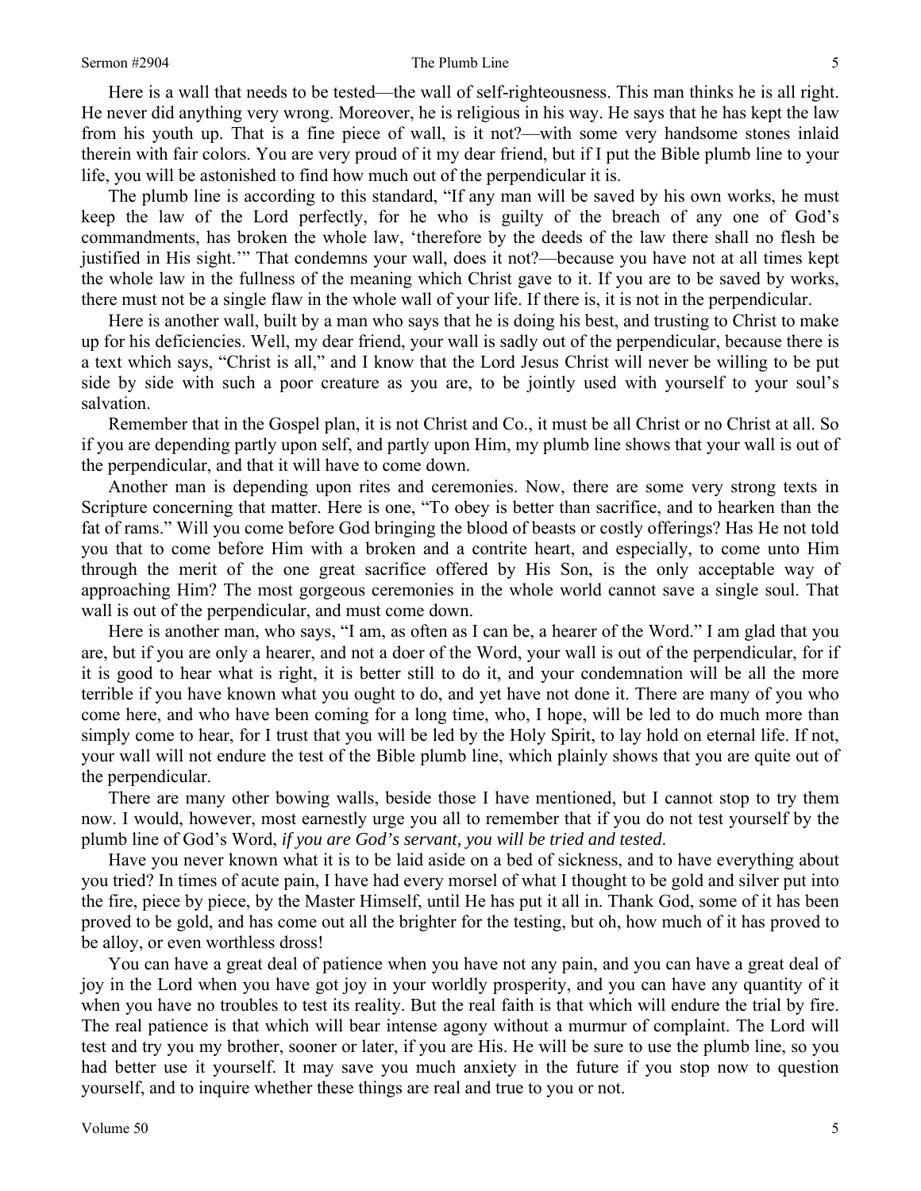Here is a wall that needs to be tested—the wall of self-righteousness. This man thinks he is all right. He never did anything very wrong. Moreover, he is religious in his way. He says that he has kept the law from his youth up. That is a fine piece of wall, is it not?—with some very handsome stones inlaid therein with fair colors. You are very proud of it my dear friend, but if I put the Bible plumb line to your life, you will be astonished to find how much out of the perpendicular it is.

The plumb line is according to this standard, "If any man will be saved by his own works, he must keep the law of the Lord perfectly, for he who is guilty of the breach of any one of God's commandments, has broken the whole law, 'therefore by the deeds of the law there shall no flesh be justified in His sight.'" That condemns your wall, does it not?—because you have not at all times kept the whole law in the fullness of the meaning which Christ gave to it. If you are to be saved by works, there must not be a single flaw in the whole wall of your life. If there is, it is not in the perpendicular.

Here is another wall, built by a man who says that he is doing his best, and trusting to Christ to make up for his deficiencies. Well, my dear friend, your wall is sadly out of the perpendicular, because there is a text which says, "Christ is all," and I know that the Lord Jesus Christ will never be willing to be put side by side with such a poor creature as you are, to be jointly used with yourself to your soul's salvation.

Remember that in the Gospel plan, it is not Christ and Co., it must be all Christ or no Christ at all. So if you are depending partly upon self, and partly upon Him, my plumb line shows that your wall is out of the perpendicular, and that it will have to come down.

Another man is depending upon rites and ceremonies. Now, there are some very strong texts in Scripture concerning that matter. Here is one, "To obey is better than sacrifice, and to hearken than the fat of rams." Will you come before God bringing the blood of beasts or costly offerings? Has He not told you that to come before Him with a broken and a contrite heart, and especially, to come unto Him through the merit of the one great sacrifice offered by His Son, is the only acceptable way of approaching Him? The most gorgeous ceremonies in the whole world cannot save a single soul. That wall is out of the perpendicular, and must come down.

Here is another man, who says, "I am, as often as I can be, a hearer of the Word." I am glad that you are, but if you are only a hearer, and not a doer of the Word, your wall is out of the perpendicular, for if it is good to hear what is right, it is better still to do it, and your condemnation will be all the more terrible if you have known what you ought to do, and yet have not done it. There are many of you who come here, and who have been coming for a long time, who, I hope, will be led to do much more than simply come to hear, for I trust that you will be led by the Holy Spirit, to lay hold on eternal life. If not, your wall will not endure the test of the Bible plumb line, which plainly shows that you are quite out of the perpendicular.

There are many other bowing walls, beside those I have mentioned, but I cannot stop to try them now. I would, however, most earnestly urge you all to remember that if you do not test yourself by the plumb line of God's Word, *if you are God's servant, you will be tried and tested*.

Have you never known what it is to be laid aside on a bed of sickness, and to have everything about you tried? In times of acute pain, I have had every morsel of what I thought to be gold and silver put into the fire, piece by piece, by the Master Himself, until He has put it all in. Thank God, some of it has been proved to be gold, and has come out all the brighter for the testing, but oh, how much of it has proved to be alloy, or even worthless dross!

You can have a great deal of patience when you have not any pain, and you can have a great deal of joy in the Lord when you have got joy in your worldly prosperity, and you can have any quantity of it when you have no troubles to test its reality. But the real faith is that which will endure the trial by fire. The real patience is that which will bear intense agony without a murmur of complaint. The Lord will test and try you my brother, sooner or later, if you are His. He will be sure to use the plumb line, so you had better use it yourself. It may save you much anxiety in the future if you stop now to question yourself, and to inquire whether these things are real and true to you or not.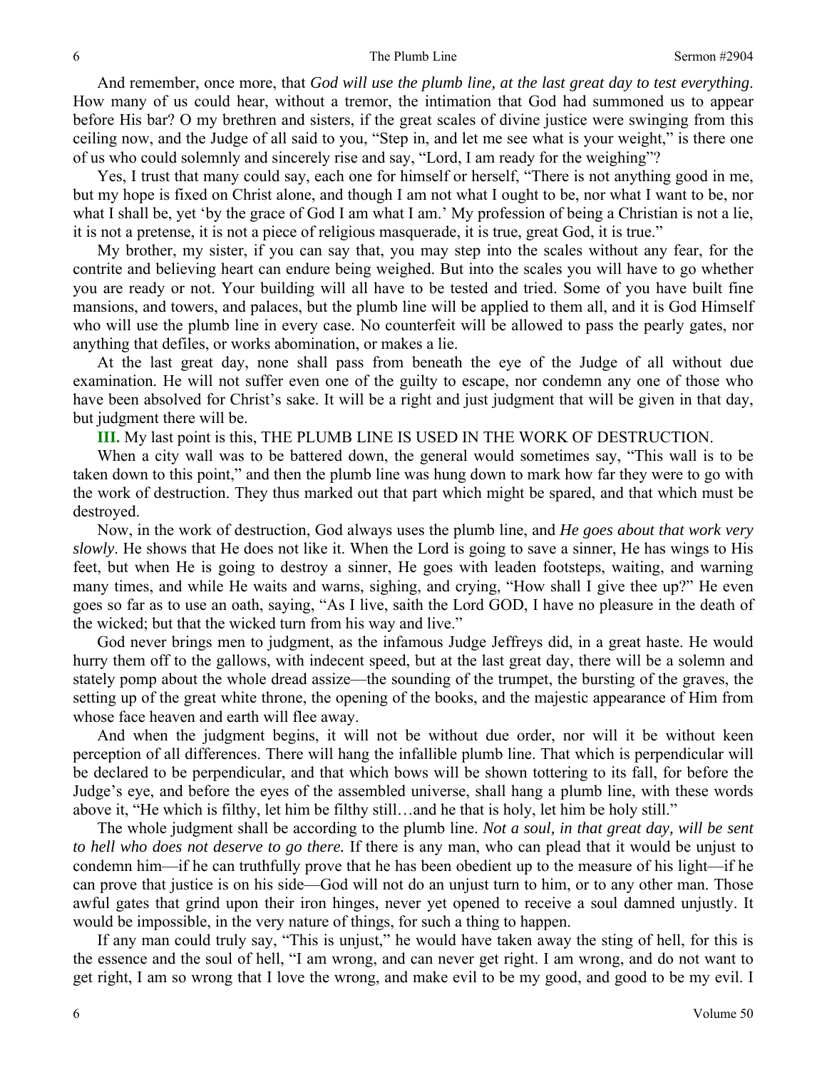And remember, once more, that *God will use the plumb line, at the last great day to test everything*. How many of us could hear, without a tremor, the intimation that God had summoned us to appear before His bar? O my brethren and sisters, if the great scales of divine justice were swinging from this ceiling now, and the Judge of all said to you, "Step in, and let me see what is your weight," is there one of us who could solemnly and sincerely rise and say, "Lord, I am ready for the weighing"?

Yes, I trust that many could say, each one for himself or herself, "There is not anything good in me, but my hope is fixed on Christ alone, and though I am not what I ought to be, nor what I want to be, nor what I shall be, yet 'by the grace of God I am what I am.' My profession of being a Christian is not a lie, it is not a pretense, it is not a piece of religious masquerade, it is true, great God, it is true."

My brother, my sister, if you can say that, you may step into the scales without any fear, for the contrite and believing heart can endure being weighed. But into the scales you will have to go whether you are ready or not. Your building will all have to be tested and tried. Some of you have built fine mansions, and towers, and palaces, but the plumb line will be applied to them all, and it is God Himself who will use the plumb line in every case. No counterfeit will be allowed to pass the pearly gates, nor anything that defiles, or works abomination, or makes a lie.

At the last great day, none shall pass from beneath the eye of the Judge of all without due examination. He will not suffer even one of the guilty to escape, nor condemn any one of those who have been absolved for Christ's sake. It will be a right and just judgment that will be given in that day, but judgment there will be.

**III.** My last point is this, THE PLUMB LINE IS USED IN THE WORK OF DESTRUCTION.

When a city wall was to be battered down, the general would sometimes say, "This wall is to be taken down to this point," and then the plumb line was hung down to mark how far they were to go with the work of destruction. They thus marked out that part which might be spared, and that which must be destroyed.

Now, in the work of destruction, God always uses the plumb line, and *He goes about that work very slowly*. He shows that He does not like it. When the Lord is going to save a sinner, He has wings to His feet, but when He is going to destroy a sinner, He goes with leaden footsteps, waiting, and warning many times, and while He waits and warns, sighing, and crying, "How shall I give thee up?" He even goes so far as to use an oath, saying, "As I live, saith the Lord GOD, I have no pleasure in the death of the wicked; but that the wicked turn from his way and live."

God never brings men to judgment, as the infamous Judge Jeffreys did, in a great haste. He would hurry them off to the gallows, with indecent speed, but at the last great day, there will be a solemn and stately pomp about the whole dread assize—the sounding of the trumpet, the bursting of the graves, the setting up of the great white throne, the opening of the books, and the majestic appearance of Him from whose face heaven and earth will flee away.

And when the judgment begins, it will not be without due order, nor will it be without keen perception of all differences. There will hang the infallible plumb line. That which is perpendicular will be declared to be perpendicular, and that which bows will be shown tottering to its fall, for before the Judge's eye, and before the eyes of the assembled universe, shall hang a plumb line, with these words above it, "He which is filthy, let him be filthy still…and he that is holy, let him be holy still."

The whole judgment shall be according to the plumb line. *Not a soul, in that great day, will be sent to hell who does not deserve to go there.* If there is any man, who can plead that it would be unjust to condemn him—if he can truthfully prove that he has been obedient up to the measure of his light—if he can prove that justice is on his side—God will not do an unjust turn to him, or to any other man. Those awful gates that grind upon their iron hinges, never yet opened to receive a soul damned unjustly. It would be impossible, in the very nature of things, for such a thing to happen.

If any man could truly say, "This is unjust," he would have taken away the sting of hell, for this is the essence and the soul of hell, "I am wrong, and can never get right. I am wrong, and do not want to get right, I am so wrong that I love the wrong, and make evil to be my good, and good to be my evil. I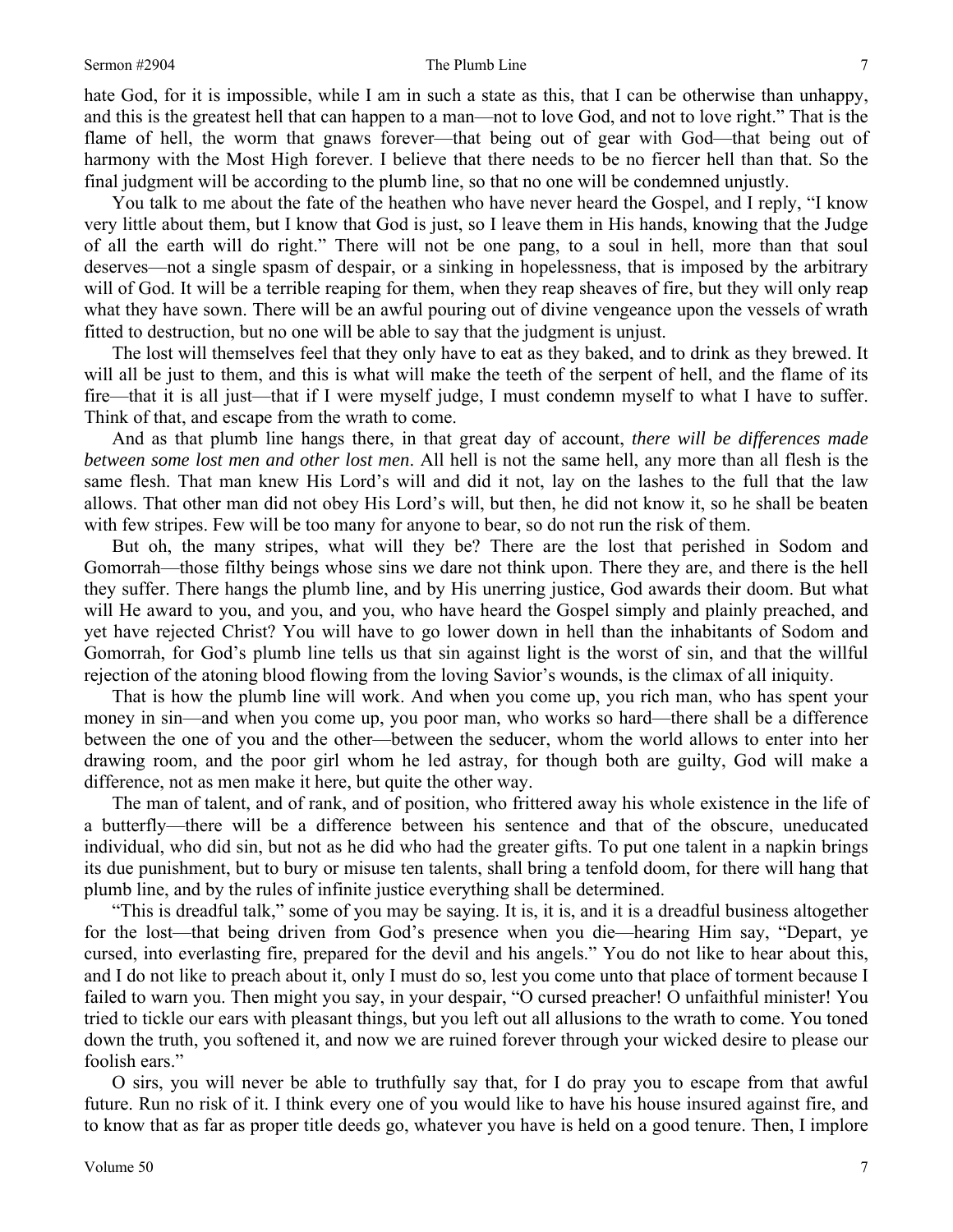hate God, for it is impossible, while I am in such a state as this, that I can be otherwise than unhappy, and this is the greatest hell that can happen to a man—not to love God, and not to love right." That is the flame of hell, the worm that gnaws forever—that being out of gear with God—that being out of harmony with the Most High forever. I believe that there needs to be no fiercer hell than that. So the final judgment will be according to the plumb line, so that no one will be condemned unjustly.

You talk to me about the fate of the heathen who have never heard the Gospel, and I reply, "I know very little about them, but I know that God is just, so I leave them in His hands, knowing that the Judge of all the earth will do right." There will not be one pang, to a soul in hell, more than that soul deserves—not a single spasm of despair, or a sinking in hopelessness, that is imposed by the arbitrary will of God. It will be a terrible reaping for them, when they reap sheaves of fire, but they will only reap what they have sown. There will be an awful pouring out of divine vengeance upon the vessels of wrath fitted to destruction, but no one will be able to say that the judgment is unjust.

The lost will themselves feel that they only have to eat as they baked, and to drink as they brewed. It will all be just to them, and this is what will make the teeth of the serpent of hell, and the flame of its fire—that it is all just—that if I were myself judge, I must condemn myself to what I have to suffer. Think of that, and escape from the wrath to come.

And as that plumb line hangs there, in that great day of account, *there will be differences made between some lost men and other lost men*. All hell is not the same hell, any more than all flesh is the same flesh. That man knew His Lord's will and did it not, lay on the lashes to the full that the law allows. That other man did not obey His Lord's will, but then, he did not know it, so he shall be beaten with few stripes. Few will be too many for anyone to bear, so do not run the risk of them.

But oh, the many stripes, what will they be? There are the lost that perished in Sodom and Gomorrah—those filthy beings whose sins we dare not think upon. There they are, and there is the hell they suffer. There hangs the plumb line, and by His unerring justice, God awards their doom. But what will He award to you, and you, and you, who have heard the Gospel simply and plainly preached, and yet have rejected Christ? You will have to go lower down in hell than the inhabitants of Sodom and Gomorrah, for God's plumb line tells us that sin against light is the worst of sin, and that the willful rejection of the atoning blood flowing from the loving Savior's wounds, is the climax of all iniquity.

That is how the plumb line will work. And when you come up, you rich man, who has spent your money in sin—and when you come up, you poor man, who works so hard—there shall be a difference between the one of you and the other—between the seducer, whom the world allows to enter into her drawing room, and the poor girl whom he led astray, for though both are guilty, God will make a difference, not as men make it here, but quite the other way.

The man of talent, and of rank, and of position, who frittered away his whole existence in the life of a butterfly—there will be a difference between his sentence and that of the obscure, uneducated individual, who did sin, but not as he did who had the greater gifts. To put one talent in a napkin brings its due punishment, but to bury or misuse ten talents, shall bring a tenfold doom, for there will hang that plumb line, and by the rules of infinite justice everything shall be determined.

"This is dreadful talk," some of you may be saying. It is, it is, and it is a dreadful business altogether for the lost—that being driven from God's presence when you die—hearing Him say, "Depart, ye cursed, into everlasting fire, prepared for the devil and his angels." You do not like to hear about this, and I do not like to preach about it, only I must do so, lest you come unto that place of torment because I failed to warn you. Then might you say, in your despair, "O cursed preacher! O unfaithful minister! You tried to tickle our ears with pleasant things, but you left out all allusions to the wrath to come. You toned down the truth, you softened it, and now we are ruined forever through your wicked desire to please our foolish ears."

O sirs, you will never be able to truthfully say that, for I do pray you to escape from that awful future. Run no risk of it. I think every one of you would like to have his house insured against fire, and to know that as far as proper title deeds go, whatever you have is held on a good tenure. Then, I implore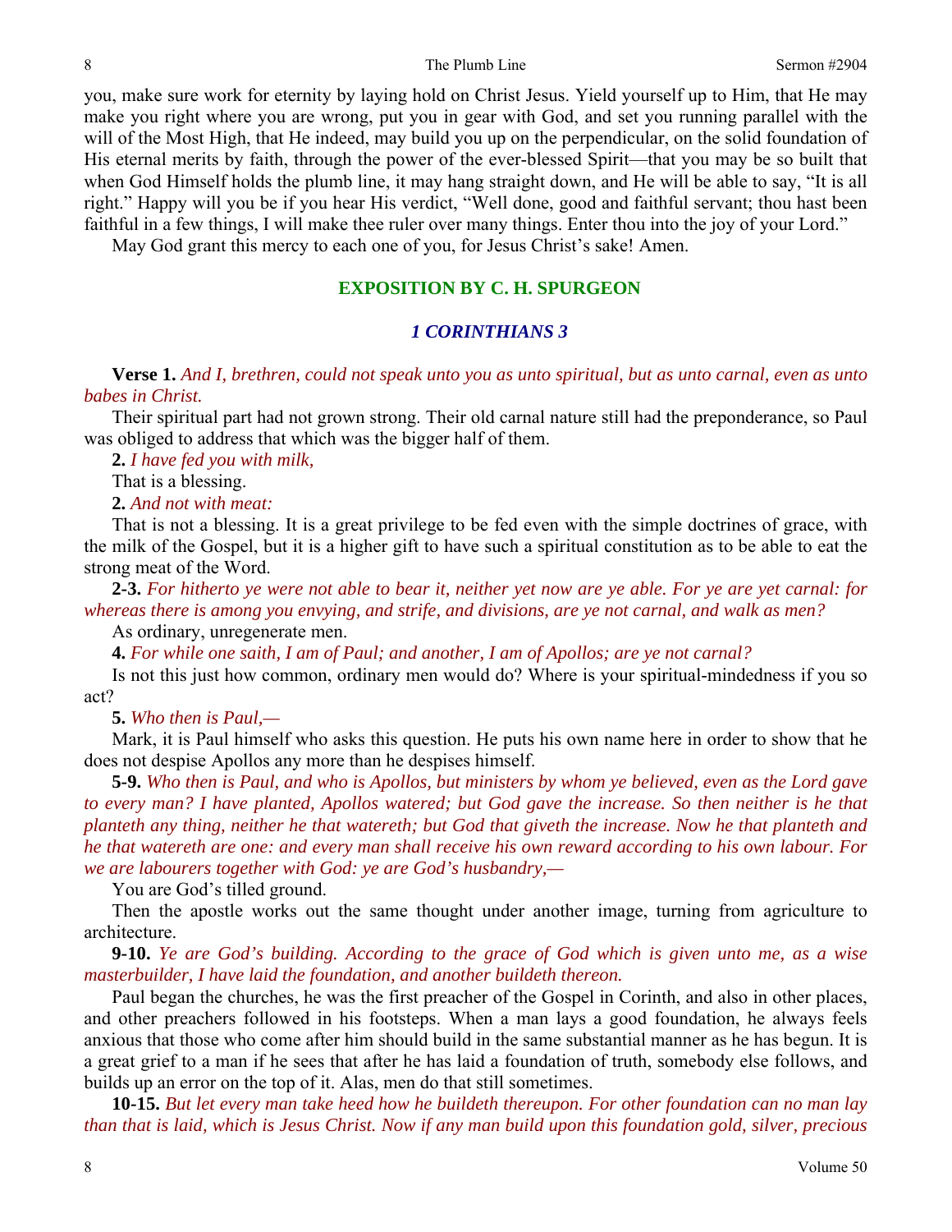you, make sure work for eternity by laying hold on Christ Jesus. Yield yourself up to Him, that He may make you right where you are wrong, put you in gear with God, and set you running parallel with the will of the Most High, that He indeed, may build you up on the perpendicular, on the solid foundation of His eternal merits by faith, through the power of the ever-blessed Spirit—that you may be so built that when God Himself holds the plumb line, it may hang straight down, and He will be able to say, "It is all right." Happy will you be if you hear His verdict, "Well done, good and faithful servant; thou hast been faithful in a few things, I will make thee ruler over many things. Enter thou into the joy of your Lord."

May God grant this mercy to each one of you, for Jesus Christ's sake! Amen.

## EXPOSITION BY C. H. SPURGEON

### *1 CORINTHIANS 3*

**Verse 1.** *And I, brethren, could not speak unto you as unto spiritual, but as unto carnal, even as unto babes in Christ.*

Their spiritual part had not grown strong. Their old carnal nature still had the preponderance, so Paul was obliged to address that which was the bigger half of them.

**2.** *I have fed you with milk,*

That is a blessing.

**2.** *And not with meat:*

That is not a blessing. It is a great privilege to be fed even with the simple doctrines of grace, with the milk of the Gospel, but it is a higher gift to have such a spiritual constitution as to be able to eat the strong meat of the Word.

**2-3.** *For hitherto ye were not able to bear it, neither yet now are ye able. For ye are yet carnal: for whereas there is among you envying, and strife, and divisions, are ye not carnal, and walk as men?*

As ordinary, unregenerate men.

**4.** *For while one saith, I am of Paul; and another, I am of Apollos; are ye not carnal?*

Is not this just how common, ordinary men would do? Where is your spiritual-mindedness if you so act?

**5.** *Who then is Paul,—*

Mark, it is Paul himself who asks this question. He puts his own name here in order to show that he does not despise Apollos any more than he despises himself.

**5-9.** *Who then is Paul, and who is Apollos, but ministers by whom ye believed, even as the Lord gave to every man? I have planted, Apollos watered; but God gave the increase. So then neither is he that planteth any thing, neither he that watereth; but God that giveth the increase. Now he that planteth and he that watereth are one: and every man shall receive his own reward according to his own labour. For we are labourers together with God: ye are God's husbandry,—*

You are God's tilled ground.

Then the apostle works out the same thought under another image, turning from agriculture to architecture.

**9-10.** *Ye are God's building. According to the grace of God which is given unto me, as a wise masterbuilder, I have laid the foundation, and another buildeth thereon.*

Paul began the churches, he was the first preacher of the Gospel in Corinth, and also in other places, and other preachers followed in his footsteps. When a man lays a good foundation, he always feels anxious that those who come after him should build in the same substantial manner as he has begun. It is a great grief to a man if he sees that after he has laid a foundation of truth, somebody else follows, and builds up an error on the top of it. Alas, men do that still sometimes.

**10-15.** *But let every man take heed how he buildeth thereupon. For other foundation can no man lay than that is laid, which is Jesus Christ. Now if any man build upon this foundation gold, silver, precious*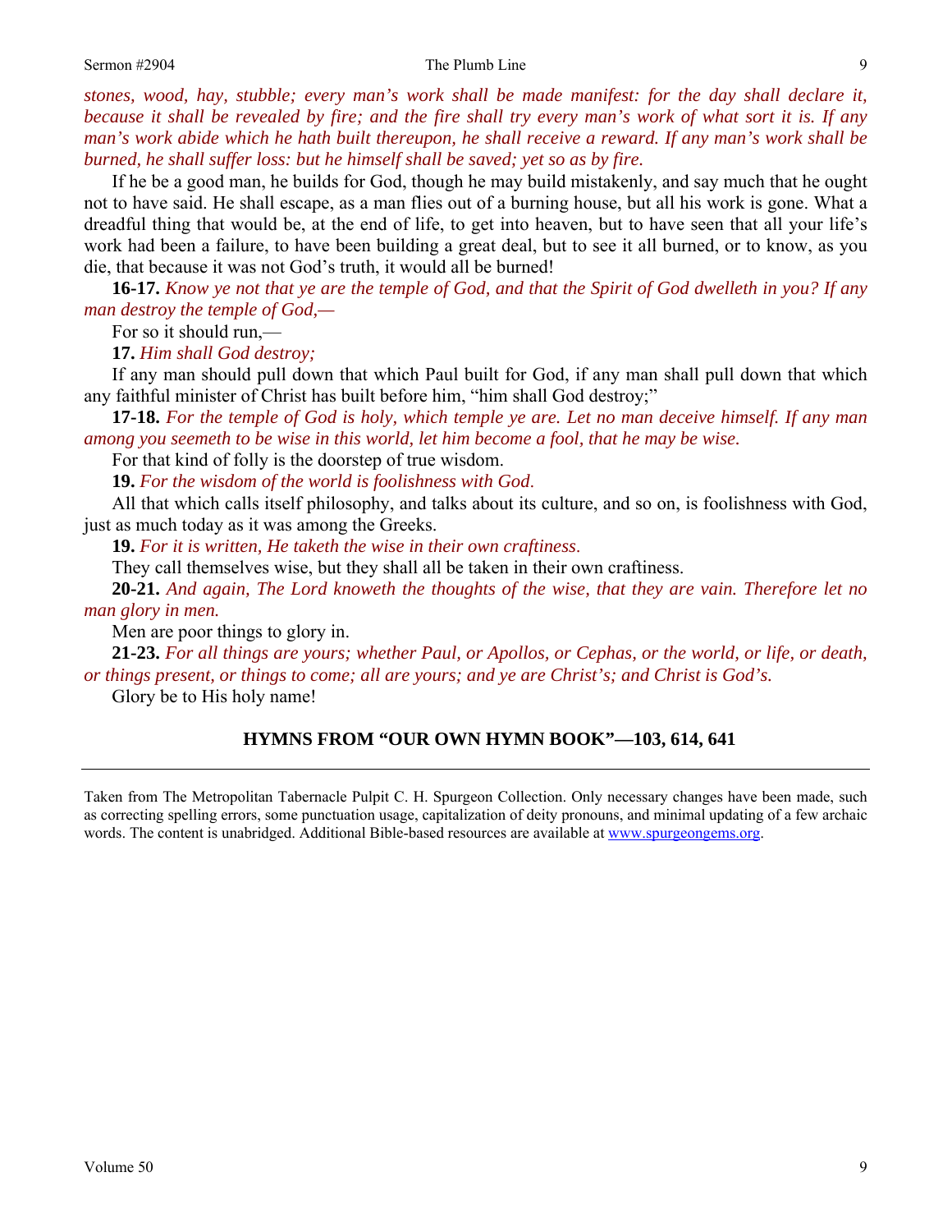*stones, wood, hay, stubble; every man's work shall be made manifest: for the day shall declare it, because it shall be revealed by fire; and the fire shall try every man's work of what sort it is. If any man's work abide which he hath built thereupon, he shall receive a reward. If any man's work shall be burned, he shall suffer loss: but he himself shall be saved; yet so as by fire.*

If he be a good man, he builds for God, though he may build mistakenly, and say much that he ought not to have said. He shall escape, as a man flies out of a burning house, but all his work is gone. What a dreadful thing that would be, at the end of life, to get into heaven, but to have seen that all your life's work had been a failure, to have been building a great deal, but to see it all burned, or to know, as you die, that because it was not God's truth, it would all be burned!

**16-17.** *Know ye not that ye are the temple of God, and that the Spirit of God dwelleth in you? If any man destroy the temple of God,—*

For so it should run,—

**17.** *Him shall God destroy;*

If any man should pull down that which Paul built for God, if any man shall pull down that which any faithful minister of Christ has built before him, "him shall God destroy;"

**17-18.** *For the temple of God is holy, which temple ye are. Let no man deceive himself. If any man among you seemeth to be wise in this world, let him become a fool, that he may be wise.*

For that kind of folly is the doorstep of true wisdom.

**19.** *For the wisdom of the world is foolishness with God.*

All that which calls itself philosophy, and talks about its culture, and so on, is foolishness with God, just as much today as it was among the Greeks.

**19.** *For it is written, He taketh the wise in their own craftiness.*

They call themselves wise, but they shall all be taken in their own craftiness.

**20-21.** *And again, The Lord knoweth the thoughts of the wise, that they are vain. Therefore let no man glory in men.*

Men are poor things to glory in.

**21-23.** *For all things are yours; whether Paul, or Apollos, or Cephas, or the world, or life, or death, or things present, or things to come; all are yours; and ye are Christ's; and Christ is God's.*

Glory be to His holy name!

### HYMNS FROM "OUR OWN HYMN BOOK"—103, 614, 641

---

Taken from The Metropolitan Tabernacle Pulpit C. H. Spurgeon Collection. Only necessary changes have been made, such as correcting spelling errors, some punctuation usage, capitalization of deity pronouns, and minimal updating of a few archaic words. The content is unabridged. Additional Bible-based resources are available at www.spurgeongems.org.